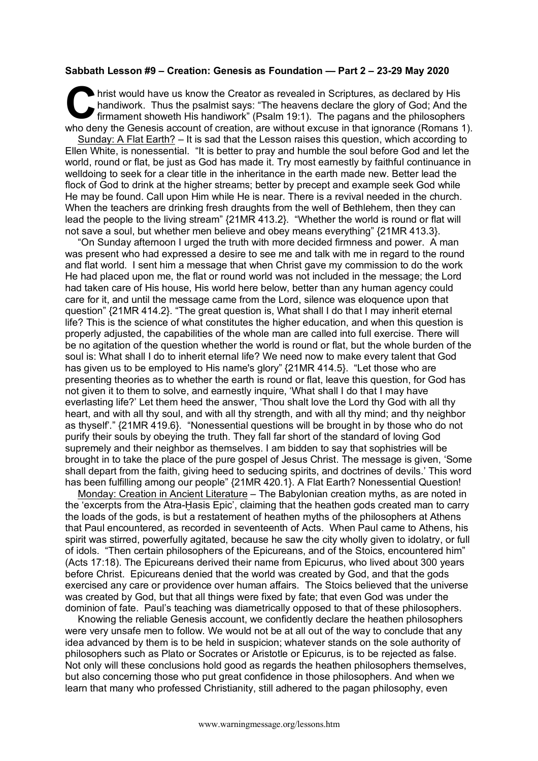**Sabbath Lesson #9 – Creation: Genesis as Foundation — Part 2 – 23-29 May 2020**

Christ would have us know the Creator as revealed in Scriptures, as declared by His handiwork. Thus the psalmist says: "The heavens declare the glory of God; And the firmament showeth His handiwork" (Psalm 19:1). The pagans and the philosophers who deny the Genesis account of creation, are without excuse in that ignorance (Romans 1).

Sunday: A Flat Earth? – It is sad that the Lesson raises this question, which according to Ellen White, is nonessential. "It is better to pray and humble the soul before God and let the world, round or flat, be just as God has made it. Try most earnestly by faithful continuance in welldoing to seek for a clear title in the inheritance in the earth made new. Better lead the flock of God to drink at the higher streams; better by precept and example seek God while He may be found. Call upon Him while He is near. There is a revival needed in the church. When the teachers are drinking fresh draughts from the well of Bethlehem, then they can lead the people to the living stream" {21MR 413.2}. "Whether the world is round or flat will not save a soul, but whether men believe and obey means everything" {21MR 413.3}.

"On Sunday afternoon I urged the truth with more decided firmness and power. A man was present who had expressed a desire to see me and talk with me in regard to the round and flat world. I sent him a message that when Christ gave my commission to do the work He had placed upon me, the flat or round world was not included in the message; the Lord had taken care of His house, His world here below, better than any human agency could care for it, and until the message came from the Lord, silence was eloquence upon that question" {21MR 414.2}. "The great question is, What shall I do that I may inherit eternal life? This is the science of what constitutes the higher education, and when this question is properly adjusted, the capabilities of the whole man are called into full exercise. There will be no agitation of the question whether the world is round or flat, but the whole burden of the soul is: What shall I do to inherit eternal life? We need now to make every talent that God has given us to be employed to His name's glory" {21MR 414.5}. "Let those who are presenting theories as to whether the earth is round or flat, leave this question, for God has not given it to them to solve, and earnestly inquire, 'What shall I do that I may have everlasting life?' Let them heed the answer, 'Thou shalt love the Lord thy God with all thy heart, and with all thy soul, and with all thy strength, and with all thy mind; and thy neighbor as thyself'." {21MR 419.6}. "Nonessential questions will be brought in by those who do not purify their souls by obeying the truth. They fall far short of the standard of loving God supremely and their neighbor as themselves. I am bidden to say that sophistries will be brought in to take the place of the pure gospel of Jesus Christ. The message is given, 'Some shall depart from the faith, giving heed to seducing spirits, and doctrines of devils.' This word has been fulfilling among our people" {21MR 420.1}. A Flat Earth? Nonessential Question!

Monday: Creation in Ancient Literature – The Babylonian creation myths, as are noted in the 'excerpts from the Atra-Ḫasis Epic', claiming that the heathen gods created man to carry the loads of the gods, is but a restatement of heathen myths of the philosophers at Athens that Paul encountered, as recorded in seventeenth of Acts. When Paul came to Athens, his spirit was stirred, powerfully agitated, because he saw the city wholly given to idolatry, or full of idols. "Then certain philosophers of the Epicureans, and of the Stoics, encountered him" (Acts 17:18). The Epicureans derived their name from Epicurus, who lived about 300 years before Christ. Epicureans denied that the world was created by God, and that the gods exercised any care or providence over human affairs. The Stoics believed that the universe was created by God, but that all things were fixed by fate; that even God was under the dominion of fate. Paul's teaching was diametrically opposed to that of these philosophers.

Knowing the reliable Genesis account, we confidently declare the heathen philosophers were very unsafe men to follow. We would not be at all out of the way to conclude that any idea advanced by them is to be held in suspicion; whatever stands on the sole authority of philosophers such as Plato or Socrates or Aristotle or Epicurus, is to be rejected as false. Not only will these conclusions hold good as regards the heathen philosophers themselves, but also concerning those who put great confidence in those philosophers. And when we learn that many who professed Christianity, still adhered to the pagan philosophy, even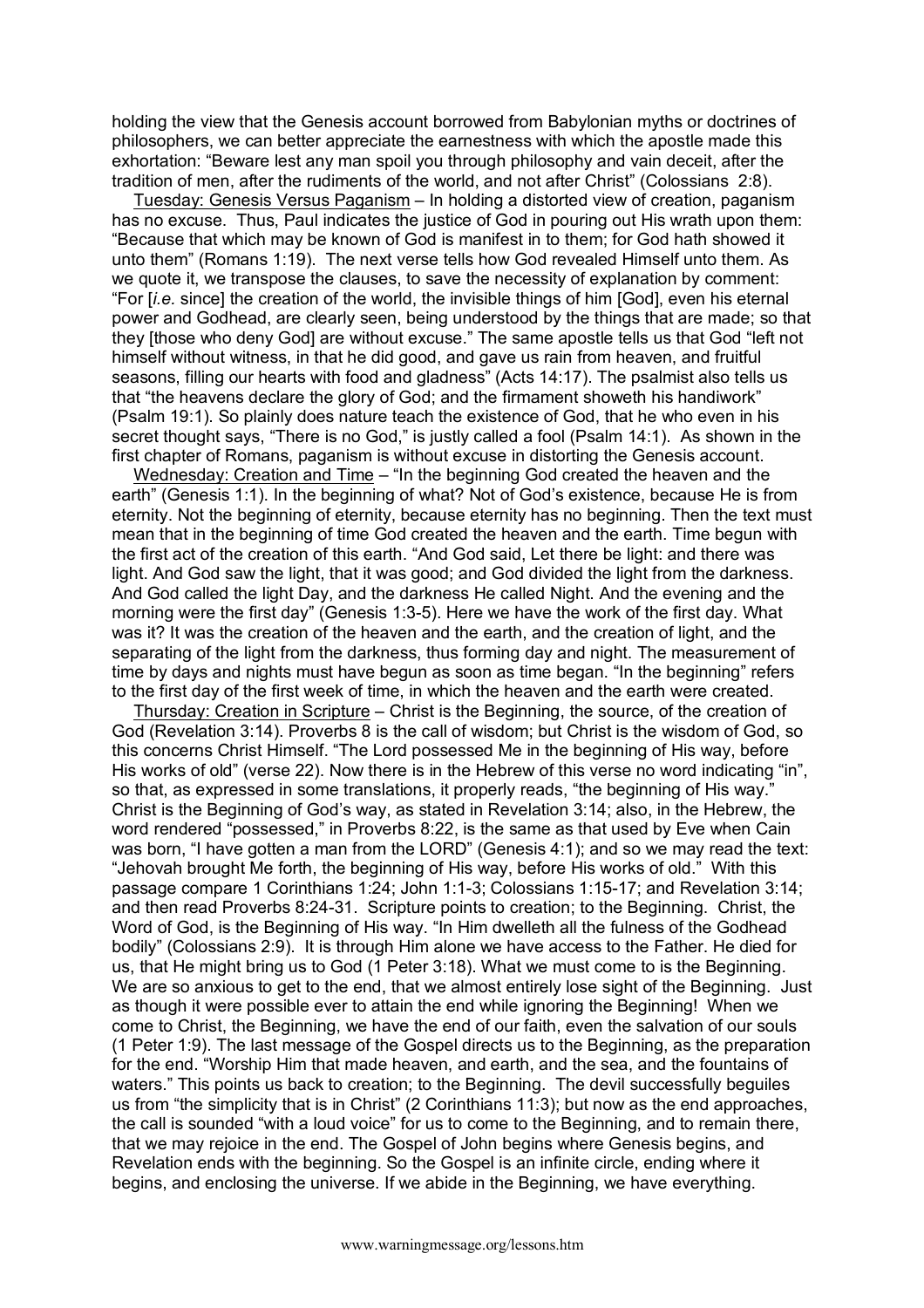holding the view that the Genesis account borrowed from Babylonian myths or doctrines of philosophers, we can better appreciate the earnestness with which the apostle made this exhortation: "Beware lest any man spoil you through philosophy and vain deceit, after the tradition of men, after the rudiments of the world, and not after Christ" (Colossians 2:8).

Tuesday: Genesis Versus Paganism – In holding a distorted view of creation, paganism has no excuse. Thus, Paul indicates the justice of God in pouring out His wrath upon them: "Because that which may be known of God is manifest in to them; for God hath showed it unto them" (Romans 1:19). The next verse tells how God revealed Himself unto them. As we quote it, we transpose the clauses, to save the necessity of explanation by comment: "For [*i.e.* since] the creation of the world, the invisible things of him [God], even his eternal power and Godhead, are clearly seen, being understood by the things that are made; so that they [those who deny God] are without excuse." The same apostle tells us that God "left not himself without witness, in that he did good, and gave us rain from heaven, and fruitful seasons, filling our hearts with food and gladness" (Acts 14:17). The psalmist also tells us that "the heavens declare the glory of God; and the firmament showeth his handiwork" (Psalm 19:1). So plainly does nature teach the existence of God, that he who even in his secret thought says, "There is no God," is justly called a fool (Psalm 14:1). As shown in the first chapter of Romans, paganism is without excuse in distorting the Genesis account.

Wednesday: Creation and Time – "In the beginning God created the heaven and the earth" (Genesis 1:1). In the beginning of what? Not of God's existence, because He is from eternity. Not the beginning of eternity, because eternity has no beginning. Then the text must mean that in the beginning of time God created the heaven and the earth. Time begun with the first act of the creation of this earth. "And God said, Let there be light: and there was light. And God saw the light, that it was good; and God divided the light from the darkness. And God called the light Day, and the darkness He called Night. And the evening and the morning were the first day" (Genesis 1:3-5). Here we have the work of the first day. What was it? It was the creation of the heaven and the earth, and the creation of light, and the separating of the light from the darkness, thus forming day and night. The measurement of time by days and nights must have begun as soon as time began. "In the beginning" refers to the first day of the first week of time, in which the heaven and the earth were created.

Thursday: Creation in Scripture – Christ is the Beginning, the source, of the creation of God (Revelation 3:14). Proverbs 8 is the call of wisdom; but Christ is the wisdom of God, so this concerns Christ Himself. "The Lord possessed Me in the beginning of His way, before His works of old" (verse 22). Now there is in the Hebrew of this verse no word indicating "in", so that, as expressed in some translations, it properly reads, "the beginning of His way." Christ is the Beginning of God's way, as stated in Revelation 3:14; also, in the Hebrew, the word rendered "possessed," in Proverbs 8:22, is the same as that used by Eve when Cain was born, "I have gotten a man from the LORD" (Genesis 4:1); and so we may read the text: "Jehovah brought Me forth, the beginning of His way, before His works of old." With this passage compare 1 Corinthians 1:24; John 1:1-3; Colossians 1:15-17; and Revelation 3:14; and then read Proverbs 8:24-31. Scripture points to creation; to the Beginning. Christ, the Word of God, is the Beginning of His way. "In Him dwelleth all the fulness of the Godhead bodily" (Colossians 2:9). It is through Him alone we have access to the Father. He died for us, that He might bring us to God (1 Peter 3:18). What we must come to is the Beginning. We are so anxious to get to the end, that we almost entirely lose sight of the Beginning. Just as though it were possible ever to attain the end while ignoring the Beginning! When we come to Christ, the Beginning, we have the end of our faith, even the salvation of our souls (1 Peter 1:9). The last message of the Gospel directs us to the Beginning, as the preparation for the end. "Worship Him that made heaven, and earth, and the sea, and the fountains of waters." This points us back to creation; to the Beginning. The devil successfully beguiles us from "the simplicity that is in Christ" (2 Corinthians 11:3); but now as the end approaches, the call is sounded "with a loud voice" for us to come to the Beginning, and to remain there, that we may rejoice in the end. The Gospel of John begins where Genesis begins, and Revelation ends with the beginning. So the Gospel is an infinite circle, ending where it begins, and enclosing the universe. If we abide in the Beginning, we have everything.